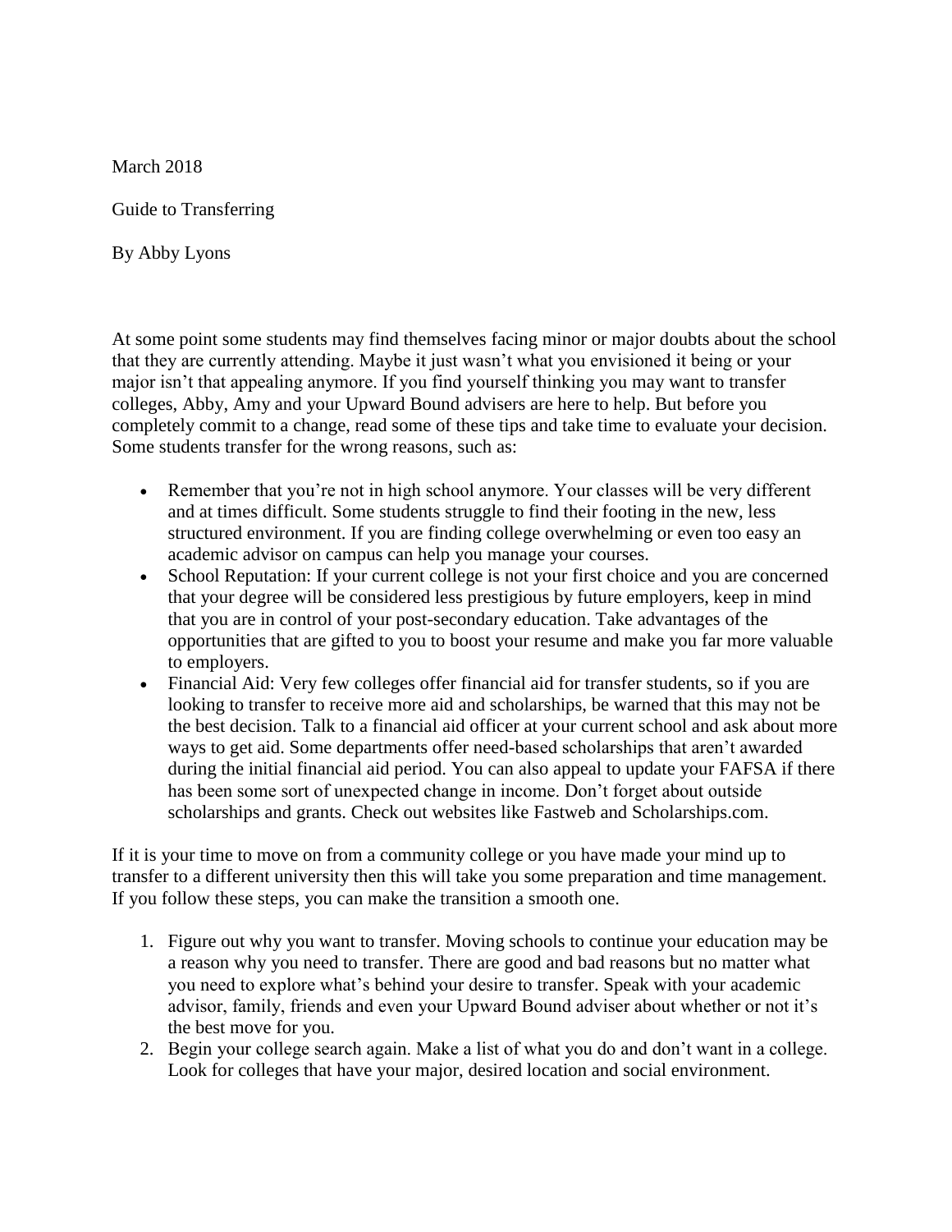March 2018

Guide to Transferring

By Abby Lyons

At some point some students may find themselves facing minor or major doubts about the school that they are currently attending. Maybe it just wasn't what you envisioned it being or your major isn't that appealing anymore. If you find yourself thinking you may want to transfer colleges, Abby, Amy and your Upward Bound advisers are here to help. But before you completely commit to a change, read some of these tips and take time to evaluate your decision. Some students transfer for the wrong reasons, such as:

- Remember that you're not in high school anymore. Your classes will be very different and at times difficult. Some students struggle to find their footing in the new, less structured environment. If you are finding college overwhelming or even too easy an academic advisor on campus can help you manage your courses.
- School Reputation: If your current college is not your first choice and you are concerned that your degree will be considered less prestigious by future employers, keep in mind that you are in control of your post-secondary education. Take advantages of the opportunities that are gifted to you to boost your resume and make you far more valuable to employers.
- Financial Aid: Very few colleges offer financial aid for transfer students, so if you are looking to transfer to receive more aid and scholarships, be warned that this may not be the best decision. Talk to a financial aid officer at your current school and ask about more ways to get aid. Some departments offer need-based scholarships that aren't awarded during the initial financial aid period. You can also appeal to update your FAFSA if there has been some sort of unexpected change in income. Don't forget about outside scholarships and grants. Check out websites like Fastweb and Scholarships.com.

If it is your time to move on from a community college or you have made your mind up to transfer to a different university then this will take you some preparation and time management. If you follow these steps, you can make the transition a smooth one.

1. Figure out why you want to transfer. Moving schools to continue your education may be a reason why you need to transfer. There are good and bad reasons but no matter what you need to explore what's behind your desire to transfer. Speak with your academic advisor, family, friends and even your Upward Bound adviser about whether or not it's the best move for you.
2. Begin your college search again. Make a list of what you do and don't want in a college. Look for colleges that have your major, desired location and social environment.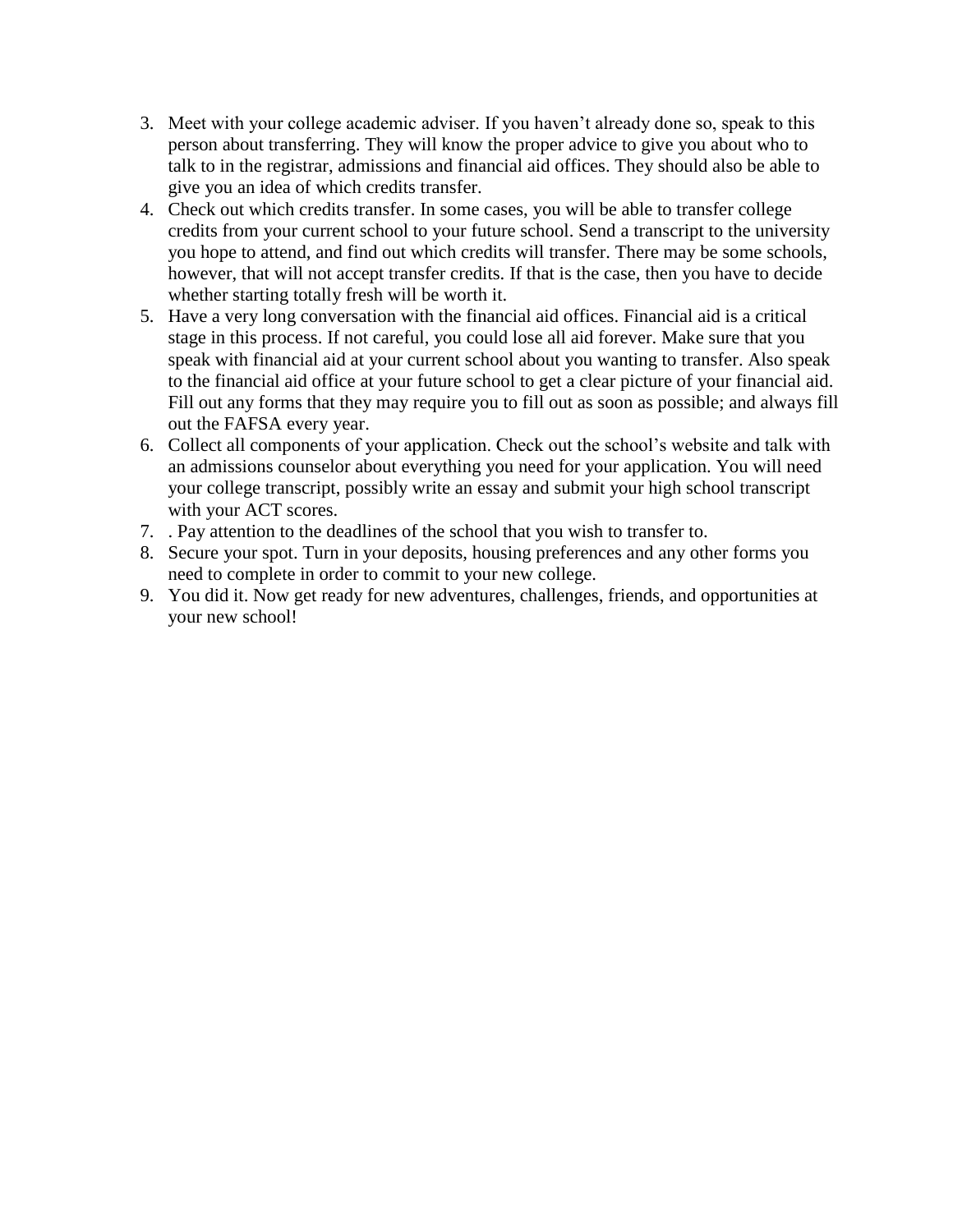3. Meet with your college academic adviser. If you haven't already done so, speak to this person about transferring. They will know the proper advice to give you about who to talk to in the registrar, admissions and financial aid offices. They should also be able to give you an idea of which credits transfer.
4. Check out which credits transfer. In some cases, you will be able to transfer college credits from your current school to your future school. Send a transcript to the university you hope to attend, and find out which credits will transfer. There may be some schools, however, that will not accept transfer credits. If that is the case, then you have to decide whether starting totally fresh will be worth it.
5. Have a very long conversation with the financial aid offices. Financial aid is a critical stage in this process. If not careful, you could lose all aid forever. Make sure that you speak with financial aid at your current school about you wanting to transfer. Also speak to the financial aid office at your future school to get a clear picture of your financial aid. Fill out any forms that they may require you to fill out as soon as possible; and always fill out the FAFSA every year.
6. Collect all components of your application. Check out the school's website and talk with an admissions counselor about everything you need for your application. You will need your college transcript, possibly write an essay and submit your high school transcript with your ACT scores.
7. . Pay attention to the deadlines of the school that you wish to transfer to.
8. Secure your spot. Turn in your deposits, housing preferences and any other forms you need to complete in order to commit to your new college.
9. You did it. Now get ready for new adventures, challenges, friends, and opportunities at your new school!